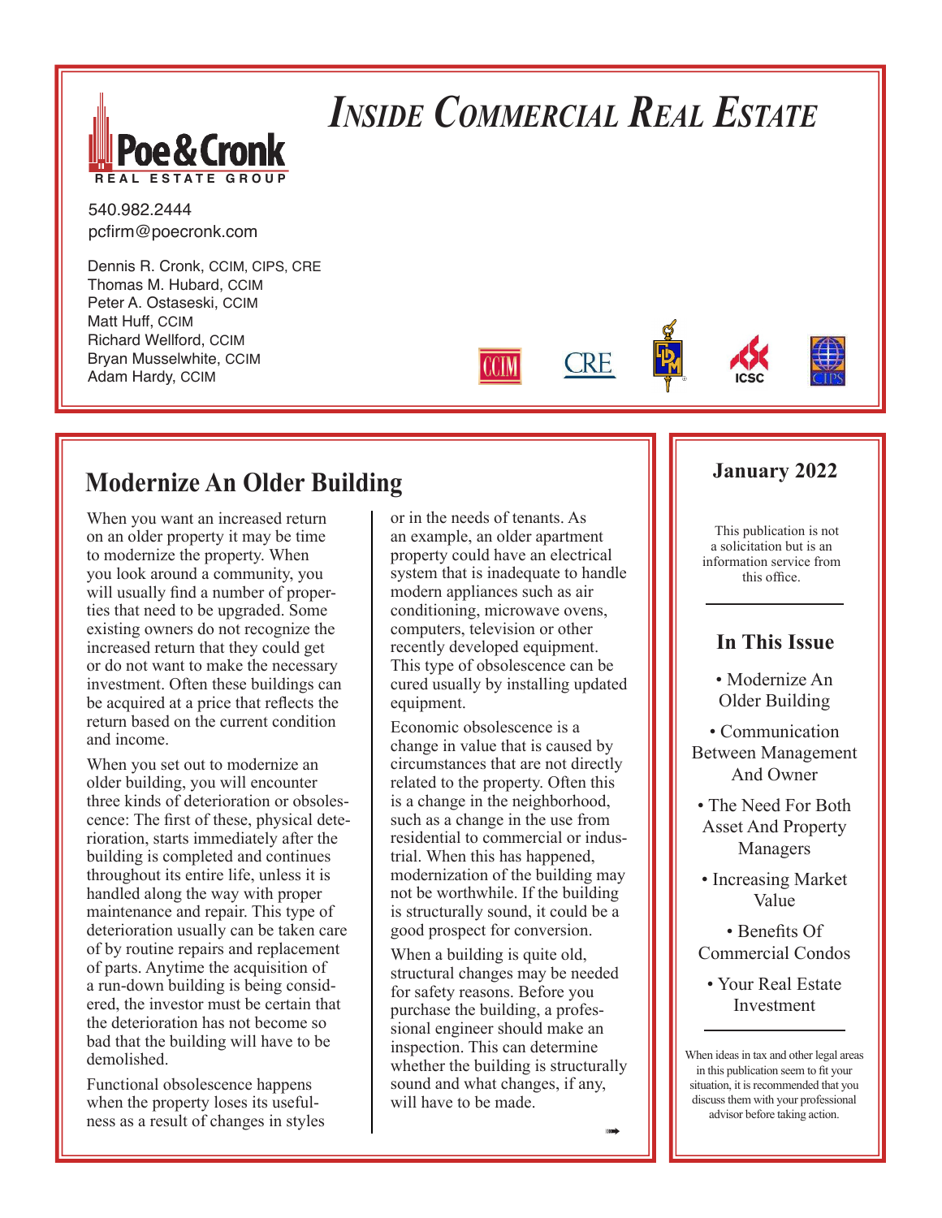# *Inside Commercial Real Estate*

**Poe & Cronk**
REAL ESTATE GROUP

540.982.2444
pcfirm@poecronk.com

Dennis R. Cronk, CCIM, CIPS, CRE
Thomas M. Hubard, CCIM
Peter A. Ostaseski, CCIM
Matt Huff, CCIM
Richard Wellford, CCIM
Bryan Musselwhite, CCIM
Adam Hardy, CCIM

## Modernize An Older Building

When you want an increased return on an older property it may be time to modernize the property. When you look around a community, you will usually find a number of properties that need to be upgraded. Some existing owners do not recognize the increased return that they could get or do not want to make the necessary investment. Often these buildings can be acquired at a price that reflects the return based on the current condition and income.

When you set out to modernize an older building, you will encounter three kinds of deterioration or obsolescence: The first of these, physical deterioration, starts immediately after the building is completed and continues throughout its entire life, unless it is handled along the way with proper maintenance and repair. This type of deterioration usually can be taken care of by routine repairs and replacement of parts. Anytime the acquisition of a run-down building is being considered, the investor must be certain that the deterioration has not become so bad that the building will have to be demolished.

Functional obsolescence happens when the property loses its usefulness as a result of changes in styles or in the needs of tenants. As an example, an older apartment property could have an electrical system that is inadequate to handle modern appliances such as air conditioning, microwave ovens, computers, television or other recently developed equipment. This type of obsolescence can be cured usually by installing updated equipment.

Economic obsolescence is a change in value that is caused by circumstances that are not directly related to the property. Often this is a change in the neighborhood, such as a change in the use from residential to commercial or industrial. When this has happened, modernization of the building may not be worthwhile. If the building is structurally sound, it could be a good prospect for conversion.

When a building is quite old, structural changes may be needed for safety reasons. Before you purchase the building, a professional engineer should make an inspection. This can determine whether the building is structurally sound and what changes, if any, will have to be made.

### January 2022

This publication is not a solicitation but is an information service from this office.

### In This Issue

- Modernize An Older Building
- Communication Between Management And Owner
- The Need For Both Asset And Property Managers
- Increasing Market Value
- Benefits Of Commercial Condos
- Your Real Estate Investment

When ideas in tax and other legal areas in this publication seem to fit your situation, it is recommended that you discuss them with your professional advisor before taking action.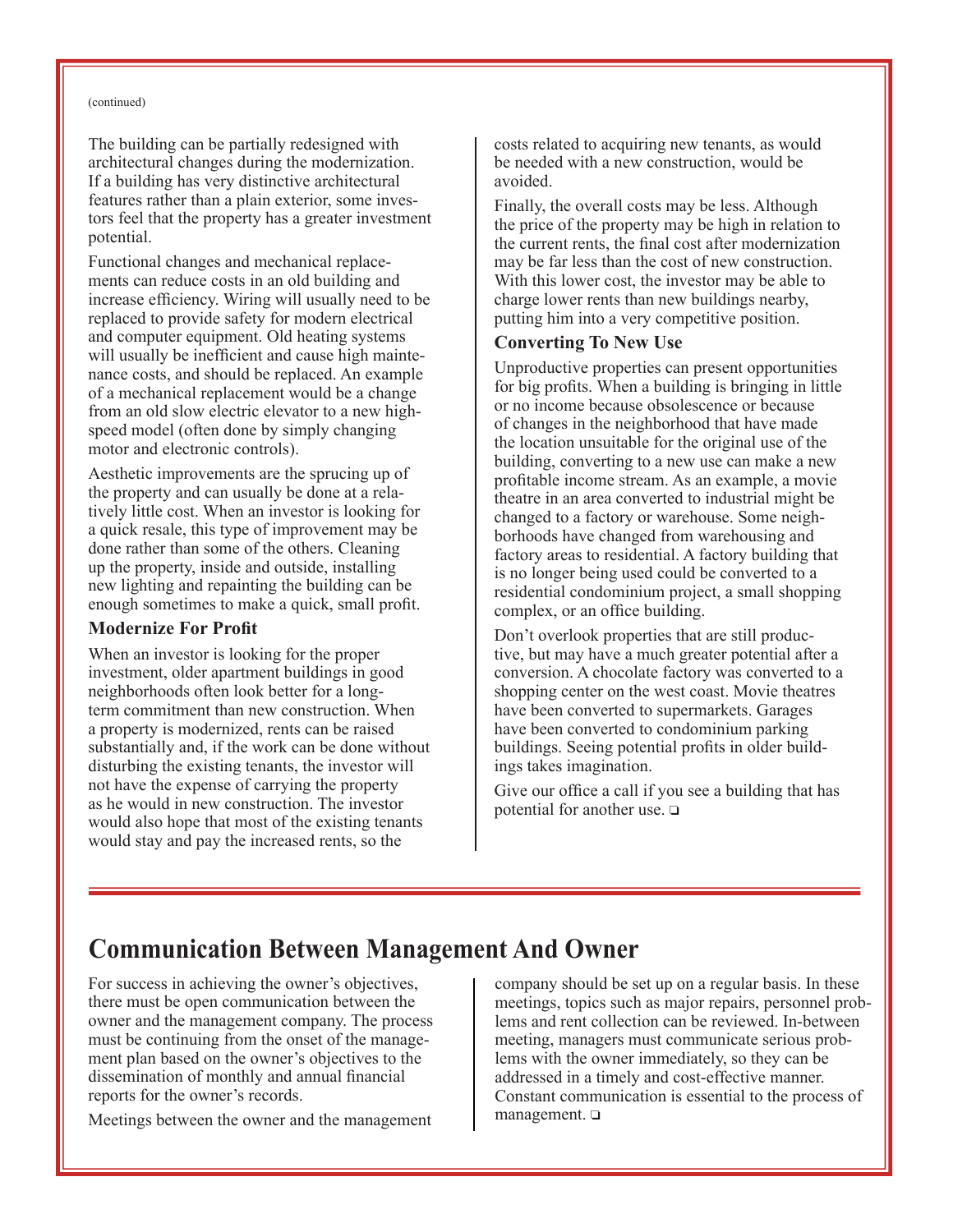(continued)

The building can be partially redesigned with architectural changes during the modernization. If a building has very distinctive architectural features rather than a plain exterior, some investors feel that the property has a greater investment potential.

Functional changes and mechanical replacements can reduce costs in an old building and increase efficiency. Wiring will usually need to be replaced to provide safety for modern electrical and computer equipment. Old heating systems will usually be inefficient and cause high maintenance costs, and should be replaced. An example of a mechanical replacement would be a change from an old slow electric elevator to a new high-speed model (often done by simply changing motor and electronic controls).

Aesthetic improvements are the sprucing up of the property and can usually be done at a relatively little cost. When an investor is looking for a quick resale, this type of improvement may be done rather than some of the others. Cleaning up the property, inside and outside, installing new lighting and repainting the building can be enough sometimes to make a quick, small profit.

### Modernize For Profit

When an investor is looking for the proper investment, older apartment buildings in good neighborhoods often look better for a long-term commitment than new construction. When a property is modernized, rents can be raised substantially and, if the work can be done without disturbing the existing tenants, the investor will not have the expense of carrying the property as he would in new construction. The investor would also hope that most of the existing tenants would stay and pay the increased rents, so the costs related to acquiring new tenants, as would be needed with a new construction, would be avoided.

Finally, the overall costs may be less. Although the price of the property may be high in relation to the current rents, the final cost after modernization may be far less than the cost of new construction. With this lower cost, the investor may be able to charge lower rents than new buildings nearby, putting him into a very competitive position.

### Converting To New Use

Unproductive properties can present opportunities for big profits. When a building is bringing in little or no income because obsolescence or because of changes in the neighborhood that have made the location unsuitable for the original use of the building, converting to a new use can make a new profitable income stream. As an example, a movie theatre in an area converted to industrial might be changed to a factory or warehouse. Some neighborhoods have changed from warehousing and factory areas to residential. A factory building that is no longer being used could be converted to a residential condominium project, a small shopping complex, or an office building.

Don't overlook properties that are still productive, but may have a much greater potential after a conversion. A chocolate factory was converted to a shopping center on the west coast. Movie theatres have been converted to supermarkets. Garages have been converted to condominium parking buildings. Seeing potential profits in older buildings takes imagination.

Give our office a call if you see a building that has potential for another use. ❑

## Communication Between Management And Owner

For success in achieving the owner's objectives, there must be open communication between the owner and the management company. The process must be continuing from the onset of the management plan based on the owner's objectives to the dissemination of monthly and annual financial reports for the owner's records.

Meetings between the owner and the management company should be set up on a regular basis. In these meetings, topics such as major repairs, personnel problems and rent collection can be reviewed. In-between meeting, managers must communicate serious problems with the owner immediately, so they can be addressed in a timely and cost-effective manner. Constant communication is essential to the process of management. ❑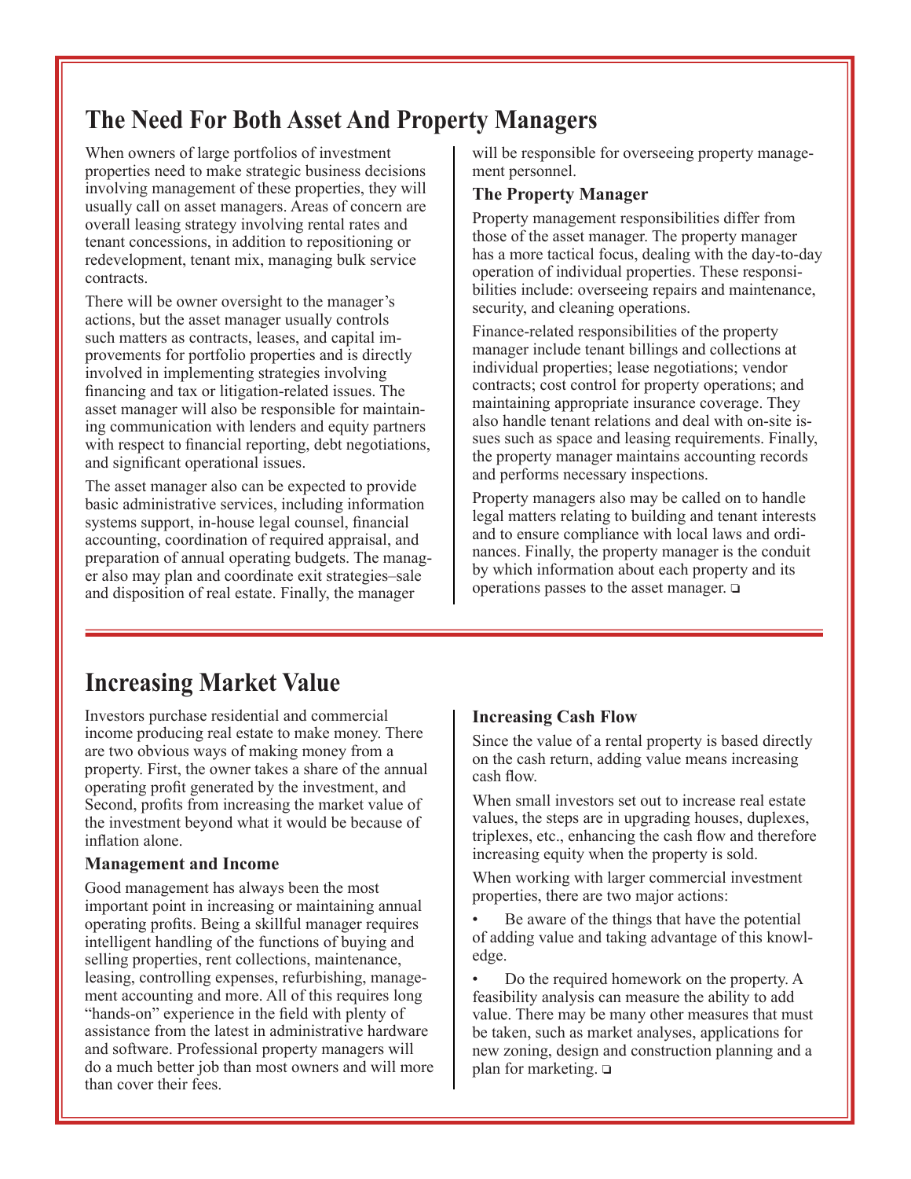## The Need For Both Asset And Property Managers

When owners of large portfolios of investment properties need to make strategic business decisions involving management of these properties, they will usually call on asset managers. Areas of concern are overall leasing strategy involving rental rates and tenant concessions, in addition to repositioning or redevelopment, tenant mix, managing bulk service contracts.

There will be owner oversight to the manager's actions, but the asset manager usually controls such matters as contracts, leases, and capital improvements for portfolio properties and is directly involved in implementing strategies involving financing and tax or litigation-related issues. The asset manager will also be responsible for maintaining communication with lenders and equity partners with respect to financial reporting, debt negotiations, and significant operational issues.

The asset manager also can be expected to provide basic administrative services, including information systems support, in-house legal counsel, financial accounting, coordination of required appraisal, and preparation of annual operating budgets. The manager also may plan and coordinate exit strategies–sale and disposition of real estate. Finally, the manager will be responsible for overseeing property management personnel.

### The Property Manager

Property management responsibilities differ from those of the asset manager. The property manager has a more tactical focus, dealing with the day-to-day operation of individual properties. These responsibilities include: overseeing repairs and maintenance, security, and cleaning operations.

Finance-related responsibilities of the property manager include tenant billings and collections at individual properties; lease negotiations; vendor contracts; cost control for property operations; and maintaining appropriate insurance coverage. They also handle tenant relations and deal with on-site issues such as space and leasing requirements. Finally, the property manager maintains accounting records and performs necessary inspections.

Property managers also may be called on to handle legal matters relating to building and tenant interests and to ensure compliance with local laws and ordinances. Finally, the property manager is the conduit by which information about each property and its operations passes to the asset manager. ❑

## Increasing Market Value

Investors purchase residential and commercial income producing real estate to make money. There are two obvious ways of making money from a property. First, the owner takes a share of the annual operating profit generated by the investment, and Second, profits from increasing the market value of the investment beyond what it would be because of inflation alone.

### Management and Income

Good management has always been the most important point in increasing or maintaining annual operating profits. Being a skillful manager requires intelligent handling of the functions of buying and selling properties, rent collections, maintenance, leasing, controlling expenses, refurbishing, management accounting and more. All of this requires long "hands-on" experience in the field with plenty of assistance from the latest in administrative hardware and software. Professional property managers will do a much better job than most owners and will more than cover their fees.

### Increasing Cash Flow

Since the value of a rental property is based directly on the cash return, adding value means increasing cash flow.

When small investors set out to increase real estate values, the steps are in upgrading houses, duplexes, triplexes, etc., enhancing the cash flow and therefore increasing equity when the property is sold.

When working with larger commercial investment properties, there are two major actions:

- Be aware of the things that have the potential of adding value and taking advantage of this knowledge.
- Do the required homework on the property. A feasibility analysis can measure the ability to add value. There may be many other measures that must be taken, such as market analyses, applications for new zoning, design and construction planning and a plan for marketing. ❑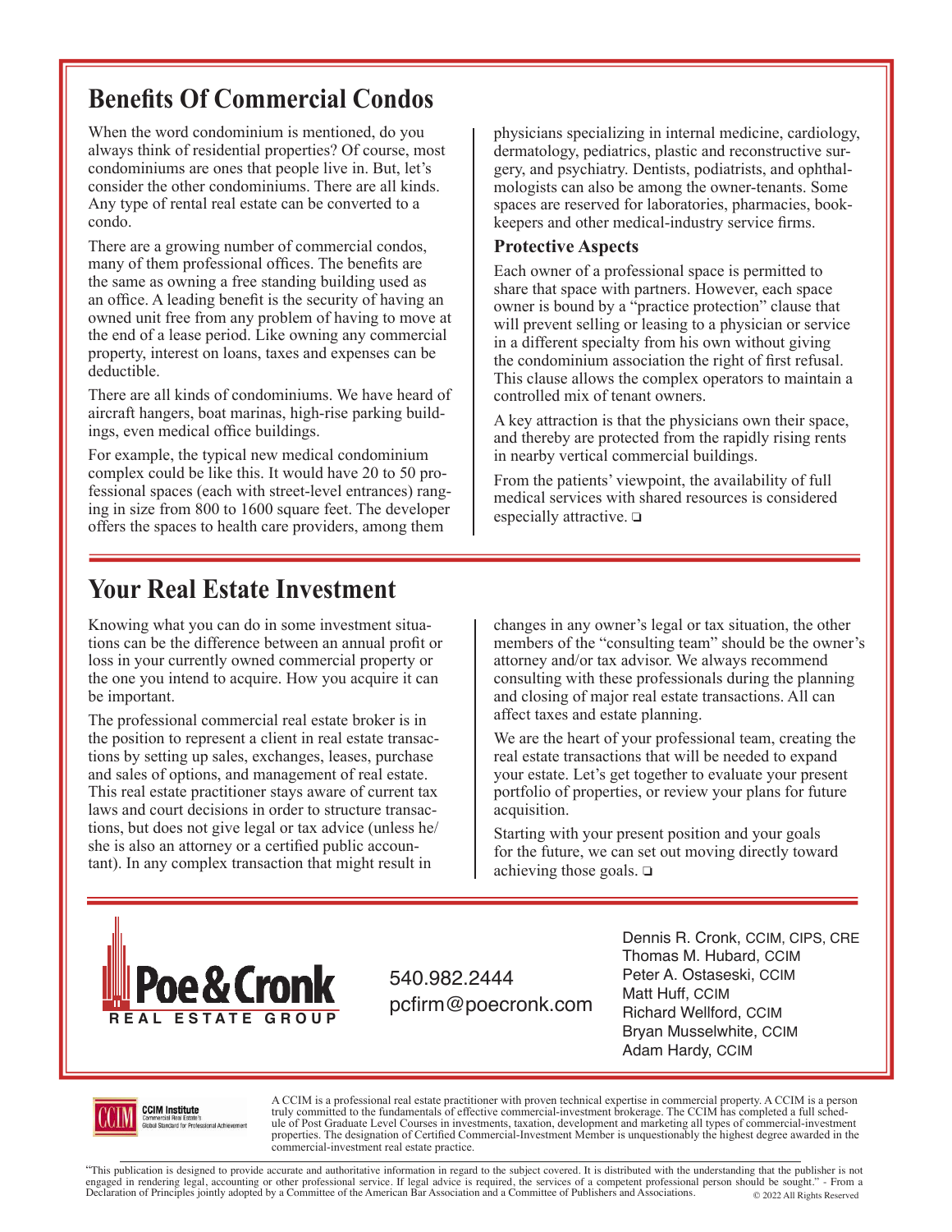## Benefits Of Commercial Condos

When the word condominium is mentioned, do you always think of residential properties? Of course, most condominiums are ones that people live in. But, let's consider the other condominiums. There are all kinds. Any type of rental real estate can be converted to a condo.

There are a growing number of commercial condos, many of them professional offices. The benefits are the same as owning a free standing building used as an office. A leading benefit is the security of having an owned unit free from any problem of having to move at the end of a lease period. Like owning any commercial property, interest on loans, taxes and expenses can be deductible.

There are all kinds of condominiums. We have heard of aircraft hangers, boat marinas, high-rise parking buildings, even medical office buildings.

For example, the typical new medical condominium complex could be like this. It would have 20 to 50 professional spaces (each with street-level entrances) ranging in size from 800 to 1600 square feet. The developer offers the spaces to health care providers, among them physicians specializing in internal medicine, cardiology, dermatology, pediatrics, plastic and reconstructive surgery, and psychiatry. Dentists, podiatrists, and ophthalmologists can also be among the owner-tenants. Some spaces are reserved for laboratories, pharmacies, bookkeepers and other medical-industry service firms.

### Protective Aspects

Each owner of a professional space is permitted to share that space with partners. However, each space owner is bound by a "practice protection" clause that will prevent selling or leasing to a physician or service in a different specialty from his own without giving the condominium association the right of first refusal. This clause allows the complex operators to maintain a controlled mix of tenant owners.

A key attraction is that the physicians own their space, and thereby are protected from the rapidly rising rents in nearby vertical commercial buildings.

From the patients' viewpoint, the availability of full medical services with shared resources is considered especially attractive. ❑

## Your Real Estate Investment

Knowing what you can do in some investment situations can be the difference between an annual profit or loss in your currently owned commercial property or the one you intend to acquire. How you acquire it can be important.

The professional commercial real estate broker is in the position to represent a client in real estate transactions by setting up sales, exchanges, leases, purchase and sales of options, and management of real estate. This real estate practitioner stays aware of current tax laws and court decisions in order to structure transactions, but does not give legal or tax advice (unless he/she is also an attorney or a certified public accountant). In any complex transaction that might result in changes in any owner's legal or tax situation, the other members of the "consulting team" should be the owner's attorney and/or tax advisor. We always recommend consulting with these professionals during the planning and closing of major real estate transactions. All can affect taxes and estate planning.

We are the heart of your professional team, creating the real estate transactions that will be needed to expand your estate. Let's get together to evaluate your present portfolio of properties, or review your plans for future acquisition.

Starting with your present position and your goals for the future, we can set out moving directly toward achieving those goals. ❑

Poe & Cronk
REAL ESTATE GROUP

540.982.2444
pcfirm@poecronk.com

Dennis R. Cronk, CCIM, CIPS, CRE
Thomas M. Hubard, CCIM
Peter A. Ostaseski, CCIM
Matt Huff, CCIM
Richard Wellford, CCIM
Bryan Musselwhite, CCIM
Adam Hardy, CCIM

CCIM Institute
Commercial Real Estate's
Global Standard for Professional Achievement

A CCIM is a professional real estate practitioner with proven technical expertise in commercial property. A CCIM is a person truly committed to the fundamentals of effective commercial-investment brokerage. The CCIM has completed a full schedule of Post Graduate Level Courses in investments, taxation, development and marketing all types of commercial-investment properties. The designation of Certified Commercial-Investment Member is unquestionably the highest degree awarded in the commercial-investment real estate practice.

"This publication is designed to provide accurate and authoritative information in regard to the subject covered. It is distributed with the understanding that the publisher is not engaged in rendering legal, accounting or other professional service. If legal advice is required, the services of a competent professional person should be sought." - From a Declaration of Principles jointly adopted by a Committee of the American Bar Association and a Committee of Publishers and Associations.

© 2022 All Rights Reserved